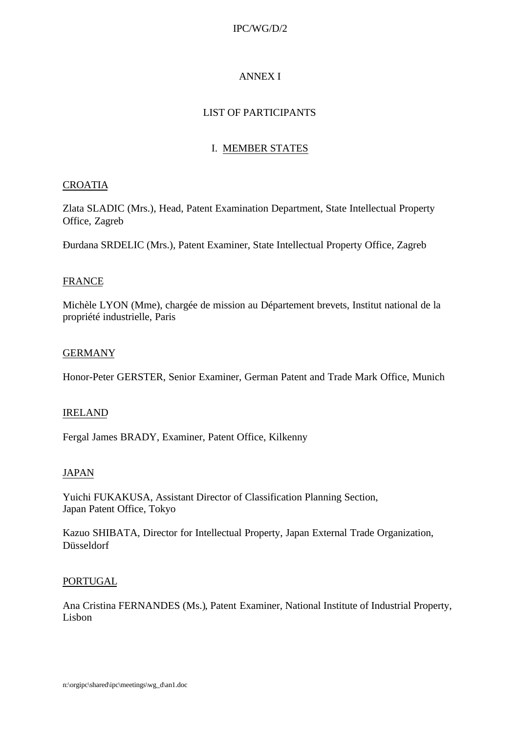# ANNEX I

## LIST OF PARTICIPANTS

### I. MEMBER STATES

CROATIA

Zlata SLADIC (Mrs.), Head, Patent Examination Department, State Intellectual Property Office, Zagreb

Đurdana SRDELIC (Mrs.), Patent Examiner, State Intellectual Property Office, Zagreb

FRANCE

Michèle LYON (Mme), chargée de mission au Département brevets, Institut national de la propriété industrielle, Paris

GERMANY

Honor-Peter GERSTER, Senior Examiner, German Patent and Trade Mark Office, Munich

IRELAND

Fergal James BRADY, Examiner, Patent Office, Kilkenny

JAPAN

Yuichi FUKAKUSA, Assistant Director of Classification Planning Section, Japan Patent Office, Tokyo

Kazuo SHIBATA, Director for Intellectual Property, Japan External Trade Organization, Düsseldorf

PORTUGAL

Ana Cristina FERNANDES (Ms.), Patent Examiner, National Institute of Industrial Property, Lisbon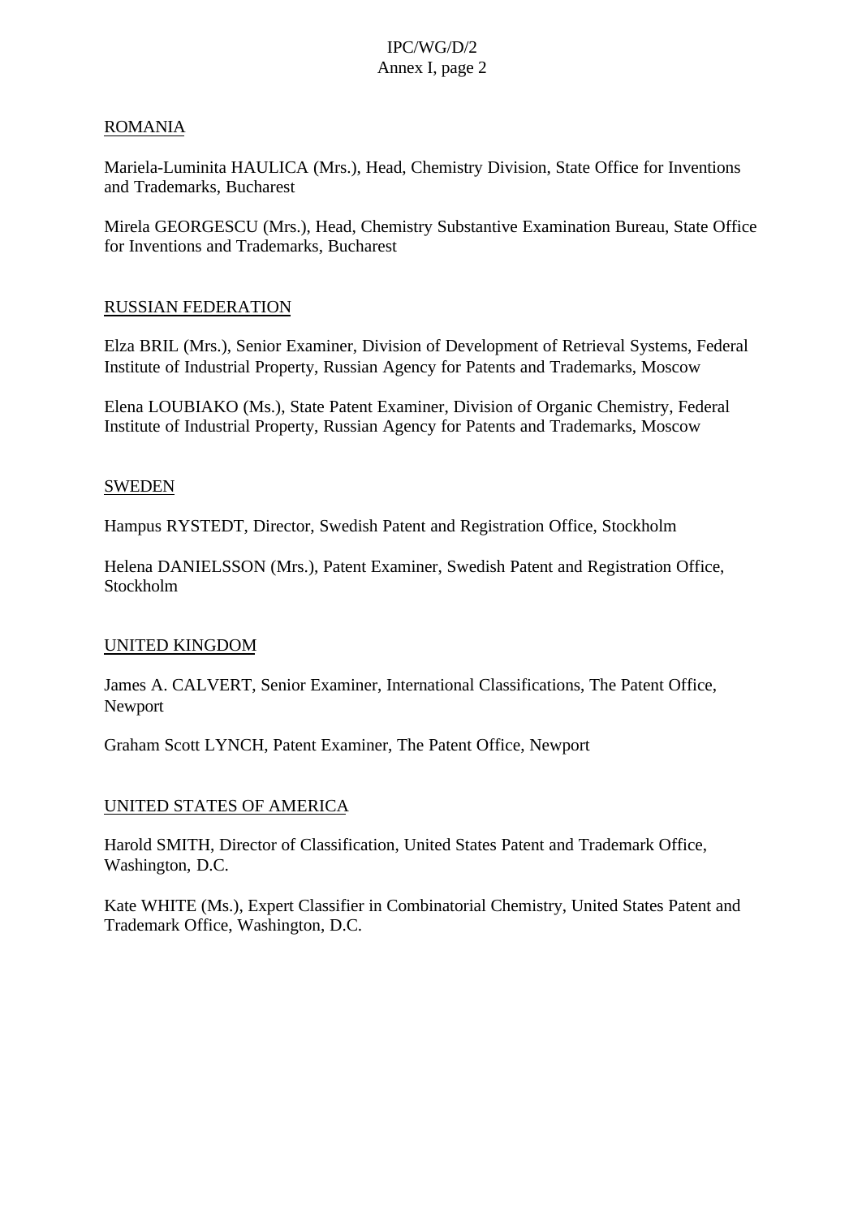ROMANIA

Mariela-Luminita HAULICA (Mrs.), Head, Chemistry Division, State Office for Inventions and Trademarks, Bucharest

Mirela GEORGESCU (Mrs.), Head, Chemistry Substantive Examination Bureau, State Office for Inventions and Trademarks, Bucharest

RUSSIAN FEDERATION

Elza BRIL (Mrs.), Senior Examiner, Division of Development of Retrieval Systems, Federal Institute of Industrial Property, Russian Agency for Patents and Trademarks, Moscow

Elena LOUBIAKO (Ms.), State Patent Examiner, Division of Organic Chemistry, Federal Institute of Industrial Property, Russian Agency for Patents and Trademarks, Moscow

SWEDEN

Hampus RYSTEDT, Director, Swedish Patent and Registration Office, Stockholm

Helena DANIELSSON (Mrs.), Patent Examiner, Swedish Patent and Registration Office, Stockholm

UNITED KINGDOM

James A. CALVERT, Senior Examiner, International Classifications, The Patent Office, Newport

Graham Scott LYNCH, Patent Examiner, The Patent Office, Newport

UNITED STATES OF AMERICA

Harold SMITH, Director of Classification, United States Patent and Trademark Office, Washington, D.C.

Kate WHITE (Ms.), Expert Classifier in Combinatorial Chemistry, United States Patent and Trademark Office, Washington, D.C.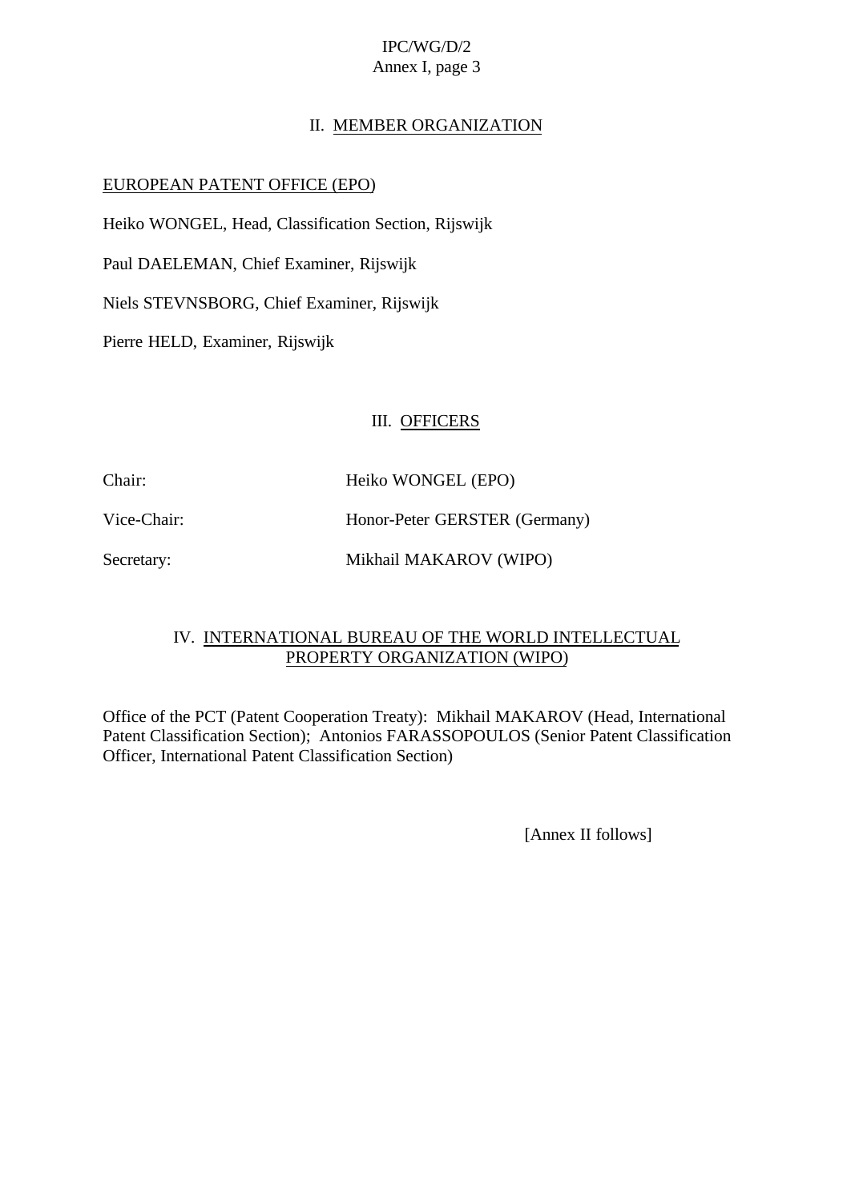## II. MEMBER ORGANIZATION

EUROPEAN PATENT OFFICE (EPO)

Heiko WONGEL, Head, Classification Section, Rijswijk

Paul DAELEMAN, Chief Examiner, Rijswijk

Niels STEVNSBORG, Chief Examiner, Rijswijk

Pierre HELD, Examiner, Rijswijk

## III. OFFICERS

| | |
|---|---|
| Chair: | Heiko WONGEL (EPO) |
| Vice-Chair: | Honor-Peter GERSTER (Germany) |
| Secretary: | Mikhail MAKAROV (WIPO) |

## IV. INTERNATIONAL BUREAU OF THE WORLD INTELLECTUAL PROPERTY ORGANIZATION (WIPO)

Office of the PCT (Patent Cooperation Treaty): Mikhail MAKAROV (Head, International Patent Classification Section); Antonios FARASSOPOULOS (Senior Patent Classification Officer, International Patent Classification Section)

[Annex II follows]